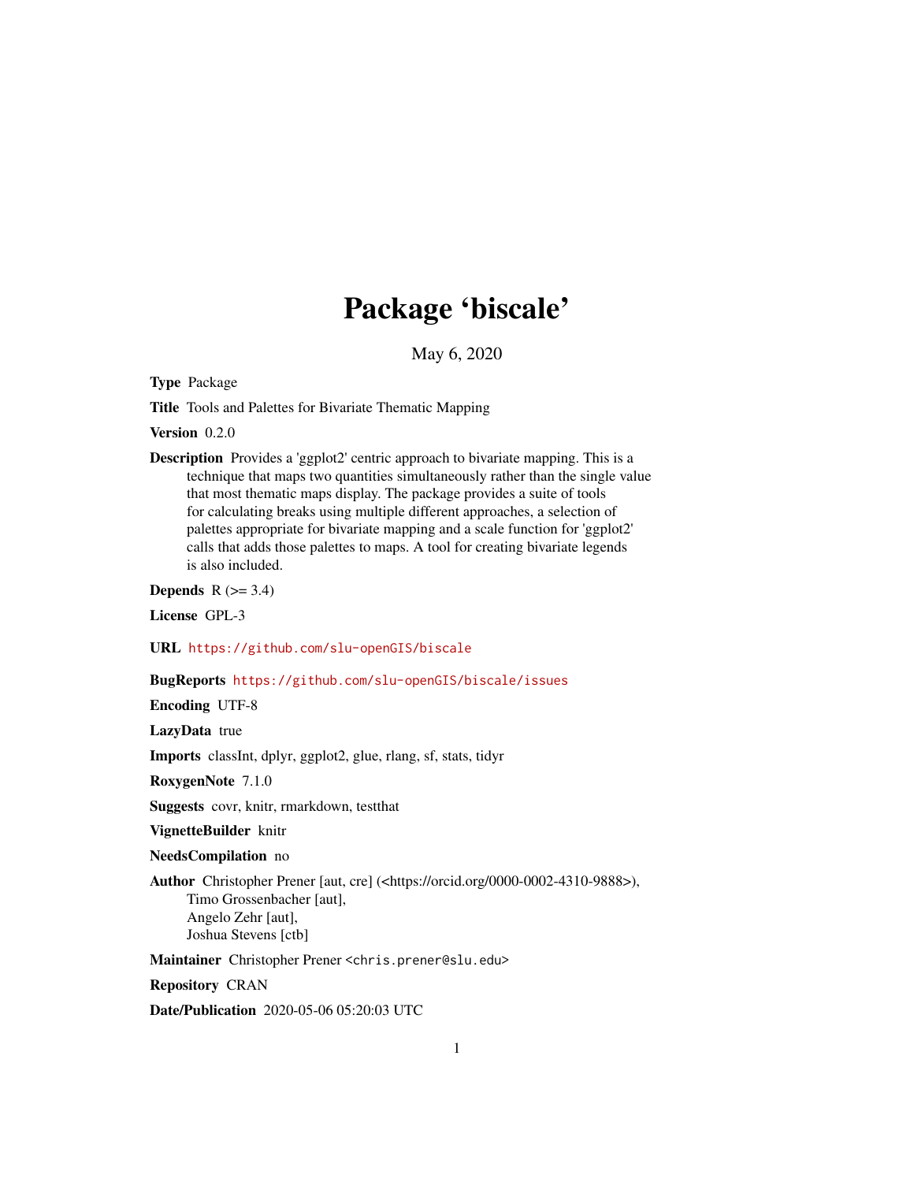# Package 'biscale'

May 6, 2020

**Type** Package

**Title** Tools and Palettes for Bivariate Thematic Mapping

**Version** 0.2.0

**Description** Provides a 'ggplot2' centric approach to bivariate mapping. This is a technique that maps two quantities simultaneously rather than the single value that most thematic maps display. The package provides a suite of tools for calculating breaks using multiple different approaches, a selection of palettes appropriate for bivariate mapping and a scale function for 'ggplot2' calls that adds those palettes to maps. A tool for creating bivariate legends is also included.

**Depends** R (>= 3.4)

**License** GPL-3

**URL** https://github.com/slu-openGIS/biscale

**BugReports** https://github.com/slu-openGIS/biscale/issues

**Encoding** UTF-8

**LazyData** true

**Imports** classInt, dplyr, ggplot2, glue, rlang, sf, stats, tidyr

**RoxygenNote** 7.1.0

**Suggests** covr, knitr, rmarkdown, testthat

**VignetteBuilder** knitr

**NeedsCompilation** no

**Author** Christopher Prener [aut, cre] (<https://orcid.org/0000-0002-4310-9888>),
Timo Grossenbacher [aut],
Angelo Zehr [aut],
Joshua Stevens [ctb]

**Maintainer** Christopher Prener <chris.prener@slu.edu>

**Repository** CRAN

**Date/Publication** 2020-05-06 05:20:03 UTC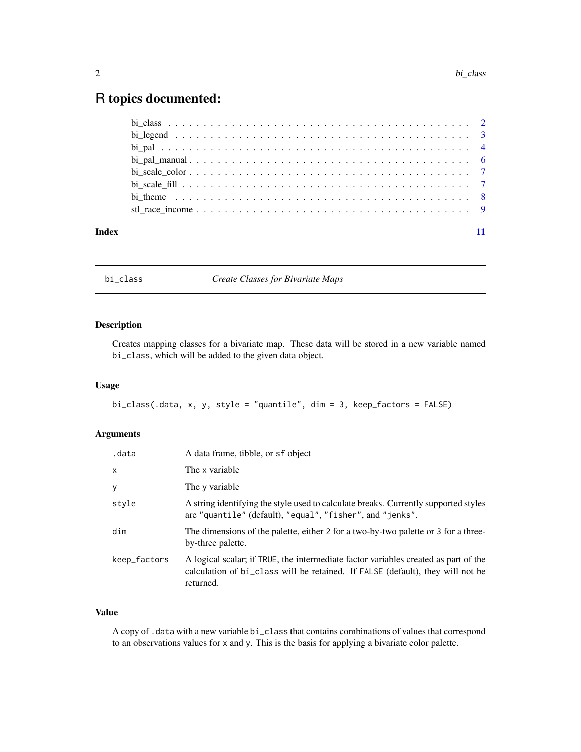# R topics documented:

- bi_class . . . . . . . . . . 2
- bi_legend . . . . . . . . . . 3
- bi_pal . . . . . . . . . . 4
- bi_pal_manual . . . . . . . . . . 6
- bi_scale_color . . . . . . . . . . 7
- bi_scale_fill . . . . . . . . . . 7
- bi_theme . . . . . . . . . . 8
- stl_race_income . . . . . . . . . . 9

**Index** 11

---

## bi_class — *Create Classes for Bivariate Maps*

### Description

Creates mapping classes for a bivariate map. These data will be stored in a new variable named `bi_class`, which will be added to the given data object.

### Usage

```
bi_class(.data, x, y, style = "quantile", dim = 3, keep_factors = FALSE)
```

### Arguments

| | |
|---|---|
| `.data` | A data frame, tibble, or `sf` object |
| `x` | The `x` variable |
| `y` | The `y` variable |
| `style` | A string identifying the style used to calculate breaks. Currently supported styles are `"quantile"` (default), `"equal"`, `"fisher"`, and `"jenks"`. |
| `dim` | The dimensions of the palette, either `2` for a two-by-two palette or `3` for a three-by-three palette. |
| `keep_factors` | A logical scalar; if `TRUE`, the intermediate factor variables created as part of the calculation of `bi_class` will be retained. If `FALSE` (default), they will not be returned. |

### Value

A copy of `.data` with a new variable `bi_class` that contains combinations of values that correspond to an observations values for `x` and `y`. This is the basis for applying a bivariate color palette.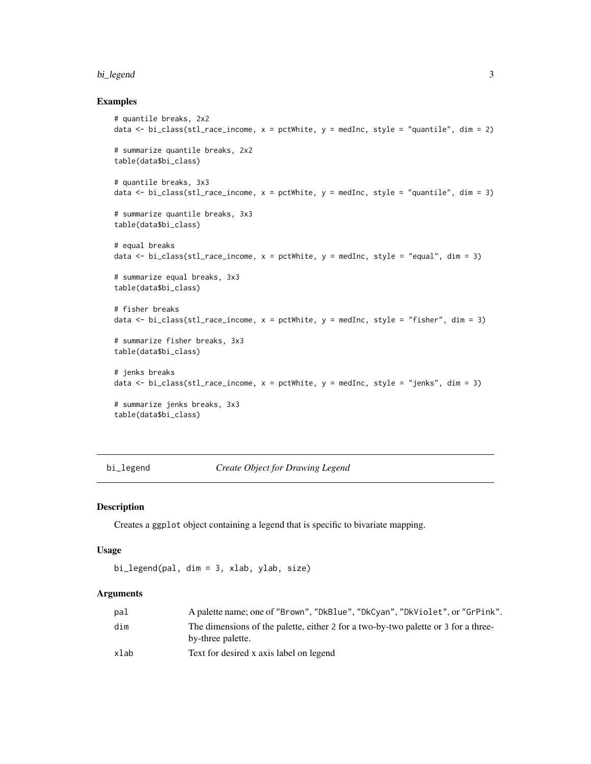## Examples

```
# quantile breaks, 2x2
data <- bi_class(stl_race_income, x = pctWhite, y = medInc, style = "quantile", dim = 2)

# summarize quantile breaks, 2x2
table(data$bi_class)

# quantile breaks, 3x3
data <- bi_class(stl_race_income, x = pctWhite, y = medInc, style = "quantile", dim = 3)

# summarize quantile breaks, 3x3
table(data$bi_class)

# equal breaks
data <- bi_class(stl_race_income, x = pctWhite, y = medInc, style = "equal", dim = 3)

# summarize equal breaks, 3x3
table(data$bi_class)

# fisher breaks
data <- bi_class(stl_race_income, x = pctWhite, y = medInc, style = "fisher", dim = 3)

# summarize fisher breaks, 3x3
table(data$bi_class)

# jenks breaks
data <- bi_class(stl_race_income, x = pctWhite, y = medInc, style = "jenks", dim = 3)

# summarize jenks breaks, 3x3
table(data$bi_class)
```

---

# bi_legend — *Create Object for Drawing Legend*

---

## Description

Creates a ggplot object containing a legend that is specific to bivariate mapping.

## Usage

```
bi_legend(pal, dim = 3, xlab, ylab, size)
```

## Arguments

| | |
|---|---|
| pal | A palette name; one of "Brown", "DkBlue", "DkCyan", "DkViolet", or "GrPink". |
| dim | The dimensions of the palette, either 2 for a two-by-two palette or 3 for a three-by-three palette. |
| xlab | Text for desired x axis label on legend |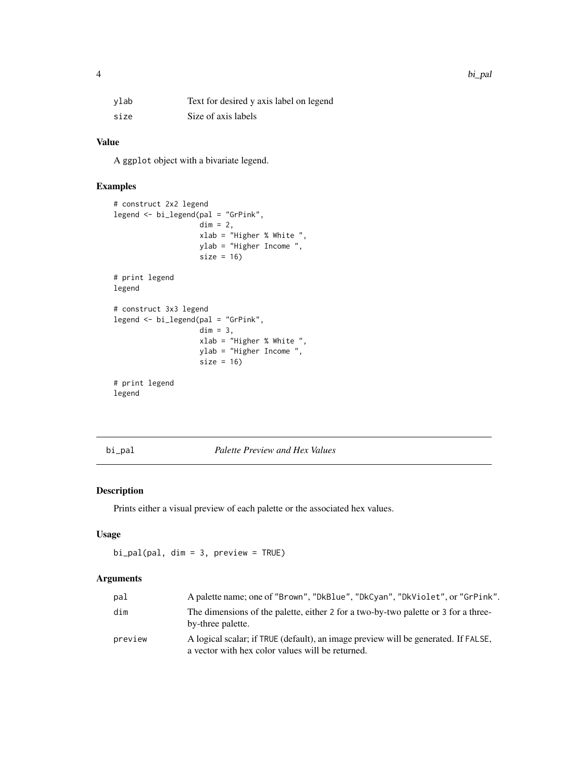| | |
|---|---|
| ylab | Text for desired y axis label on legend |
| size | Size of axis labels |

### Value

A ggplot object with a bivariate legend.

### Examples

```
# construct 2x2 legend
legend <- bi_legend(pal = "GrPink",
                    dim = 2,
                    xlab = "Higher % White ",
                    ylab = "Higher Income ",
                    size = 16)

# print legend
legend

# construct 3x3 legend
legend <- bi_legend(pal = "GrPink",
                    dim = 3,
                    xlab = "Higher % White ",
                    ylab = "Higher Income ",
                    size = 16)

# print legend
legend
```

---

## bi_pal *Palette Preview and Hex Values*

### Description

Prints either a visual preview of each palette or the associated hex values.

### Usage

```
bi_pal(pal, dim = 3, preview = TRUE)
```

### Arguments

| | |
|---|---|
| pal | A palette name; one of "Brown", "DkBlue", "DkCyan", "DkViolet", or "GrPink". |
| dim | The dimensions of the palette, either 2 for a two-by-two palette or 3 for a three-by-three palette. |
| preview | A logical scalar; if TRUE (default), an image preview will be generated. If FALSE, a vector with hex color values will be returned. |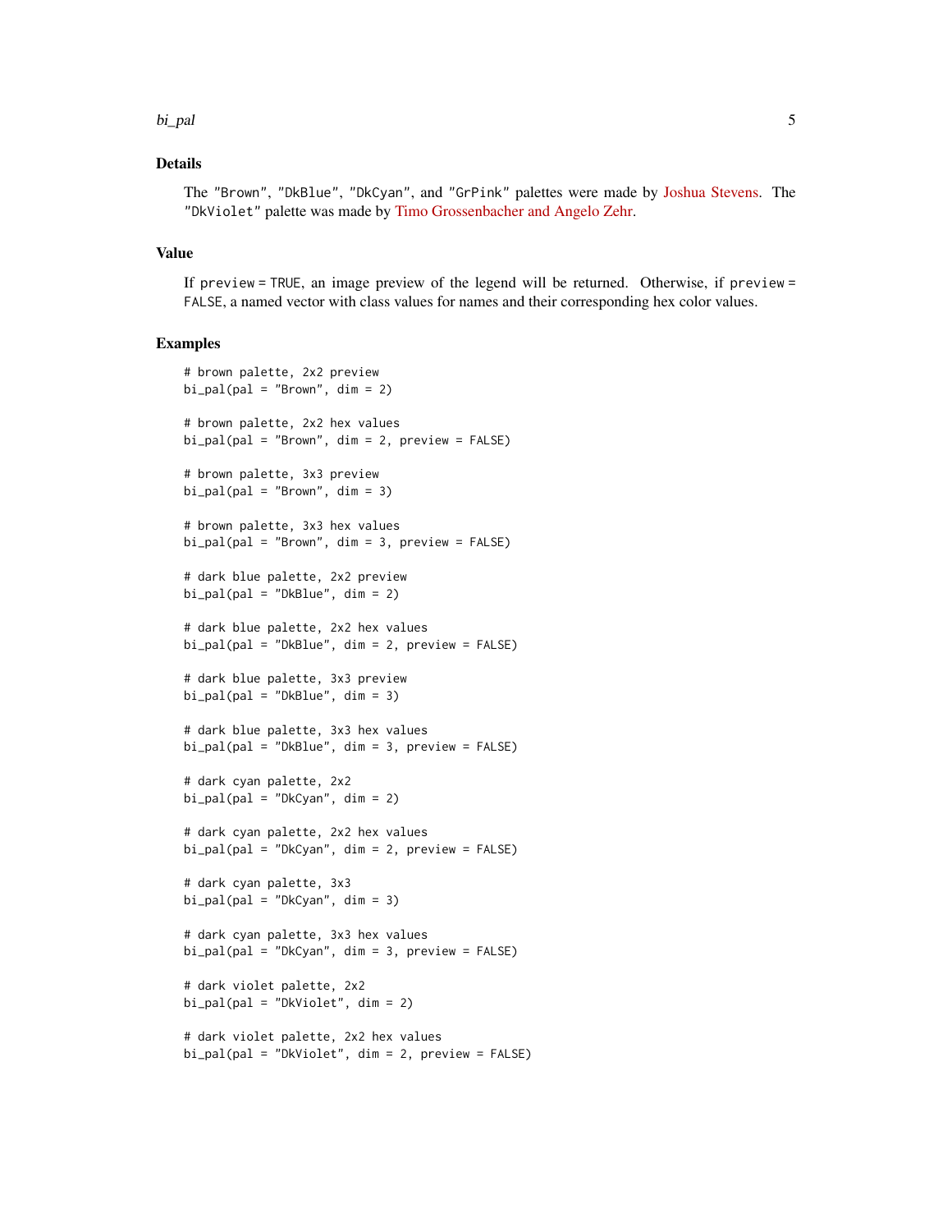## Details

The "Brown", "DkBlue", "DkCyan", and "GrPink" palettes were made by Joshua Stevens. The "DkViolet" palette was made by Timo Grossenbacher and Angelo Zehr.

## Value

If preview = TRUE, an image preview of the legend will be returned. Otherwise, if preview = FALSE, a named vector with class values for names and their corresponding hex color values.

## Examples

```
# brown palette, 2x2 preview
bi_pal(pal = "Brown", dim = 2)

# brown palette, 2x2 hex values
bi_pal(pal = "Brown", dim = 2, preview = FALSE)

# brown palette, 3x3 preview
bi_pal(pal = "Brown", dim = 3)

# brown palette, 3x3 hex values
bi_pal(pal = "Brown", dim = 3, preview = FALSE)

# dark blue palette, 2x2 preview
bi_pal(pal = "DkBlue", dim = 2)

# dark blue palette, 2x2 hex values
bi_pal(pal = "DkBlue", dim = 2, preview = FALSE)

# dark blue palette, 3x3 preview
bi_pal(pal = "DkBlue", dim = 3)

# dark blue palette, 3x3 hex values
bi_pal(pal = "DkBlue", dim = 3, preview = FALSE)

# dark cyan palette, 2x2
bi_pal(pal = "DkCyan", dim = 2)

# dark cyan palette, 2x2 hex values
bi_pal(pal = "DkCyan", dim = 2, preview = FALSE)

# dark cyan palette, 3x3
bi_pal(pal = "DkCyan", dim = 3)

# dark cyan palette, 3x3 hex values
bi_pal(pal = "DkCyan", dim = 3, preview = FALSE)

# dark violet palette, 2x2
bi_pal(pal = "DkViolet", dim = 2)

# dark violet palette, 2x2 hex values
bi_pal(pal = "DkViolet", dim = 2, preview = FALSE)
```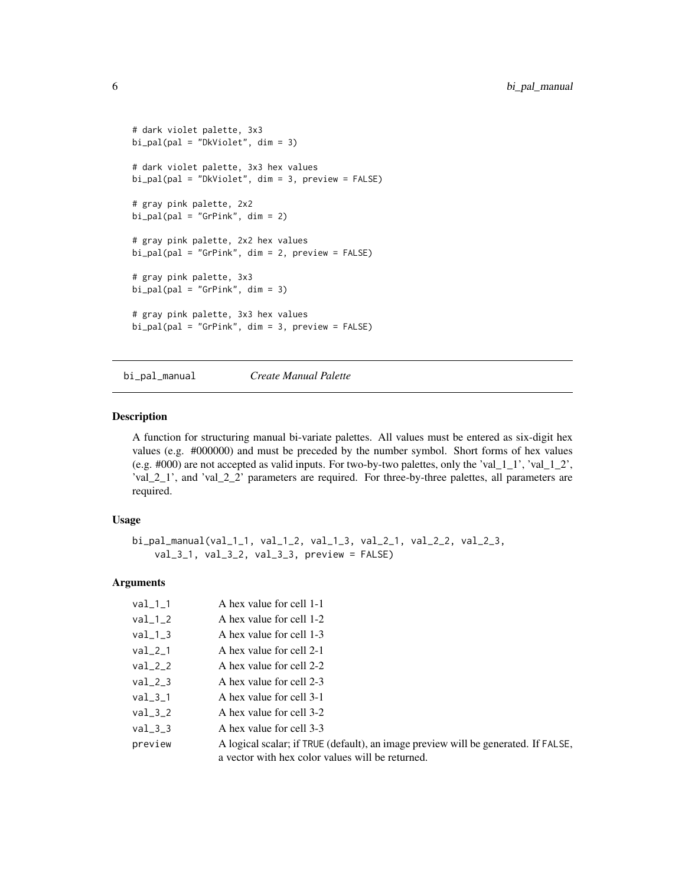```
# dark violet palette, 3x3
bi_pal(pal = "DkViolet", dim = 3)

# dark violet palette, 3x3 hex values
bi_pal(pal = "DkViolet", dim = 3, preview = FALSE)

# gray pink palette, 2x2
bi_pal(pal = "GrPink", dim = 2)

# gray pink palette, 2x2 hex values
bi_pal(pal = "GrPink", dim = 2, preview = FALSE)

# gray pink palette, 3x3
bi_pal(pal = "GrPink", dim = 3)

# gray pink palette, 3x3 hex values
bi_pal(pal = "GrPink", dim = 3, preview = FALSE)
```

---

## bi_pal_manual — *Create Manual Palette*

### Description

A function for structuring manual bi-variate palettes. All values must be entered as six-digit hex values (e.g. #000000) and must be preceded by the number symbol. Short forms of hex values (e.g. #000) are not accepted as valid inputs. For two-by-two palettes, only the 'val_1_1', 'val_1_2', 'val_2_1', and 'val_2_2' parameters are required. For three-by-three palettes, all parameters are required.

### Usage

```
bi_pal_manual(val_1_1, val_1_2, val_1_3, val_2_1, val_2_2, val_2_3,
    val_3_1, val_3_2, val_3_3, preview = FALSE)
```

### Arguments

| | |
|---|---|
| `val_1_1` | A hex value for cell 1-1 |
| `val_1_2` | A hex value for cell 1-2 |
| `val_1_3` | A hex value for cell 1-3 |
| `val_2_1` | A hex value for cell 2-1 |
| `val_2_2` | A hex value for cell 2-2 |
| `val_2_3` | A hex value for cell 2-3 |
| `val_3_1` | A hex value for cell 3-1 |
| `val_3_2` | A hex value for cell 3-2 |
| `val_3_3` | A hex value for cell 3-3 |
| `preview` | A logical scalar; if TRUE (default), an image preview will be generated. If FALSE, a vector with hex color values will be returned. |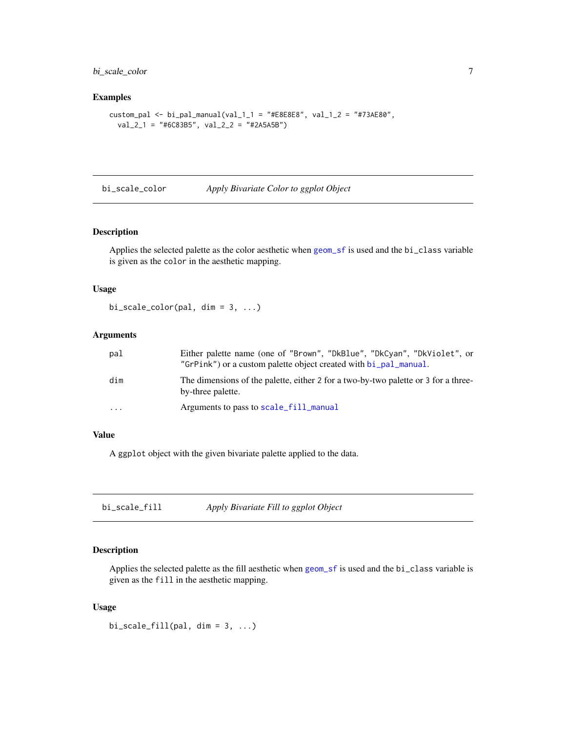## Examples

```
custom_pal <- bi_pal_manual(val_1_1 = "#E8E8E8", val_1_2 = "#73AE80",
  val_2_1 = "#6C83B5", val_2_2 = "#2A5A5B")
```

---

## bi_scale_color — *Apply Bivariate Color to ggplot Object*

### Description

Applies the selected palette as the color aesthetic when geom_sf is used and the bi_class variable is given as the color in the aesthetic mapping.

### Usage

```
bi_scale_color(pal, dim = 3, ...)
```

### Arguments

| | |
|---|---|
| pal | Either palette name (one of "Brown", "DkBlue", "DkCyan", "DkViolet", or "GrPink") or a custom palette object created with bi_pal_manual. |
| dim | The dimensions of the palette, either 2 for a two-by-two palette or 3 for a three-by-three palette. |
| ... | Arguments to pass to scale_fill_manual |

### Value

A ggplot object with the given bivariate palette applied to the data.

---

## bi_scale_fill — *Apply Bivariate Fill to ggplot Object*

### Description

Applies the selected palette as the fill aesthetic when geom_sf is used and the bi_class variable is given as the fill in the aesthetic mapping.

### Usage

```
bi_scale_fill(pal, dim = 3, ...)
```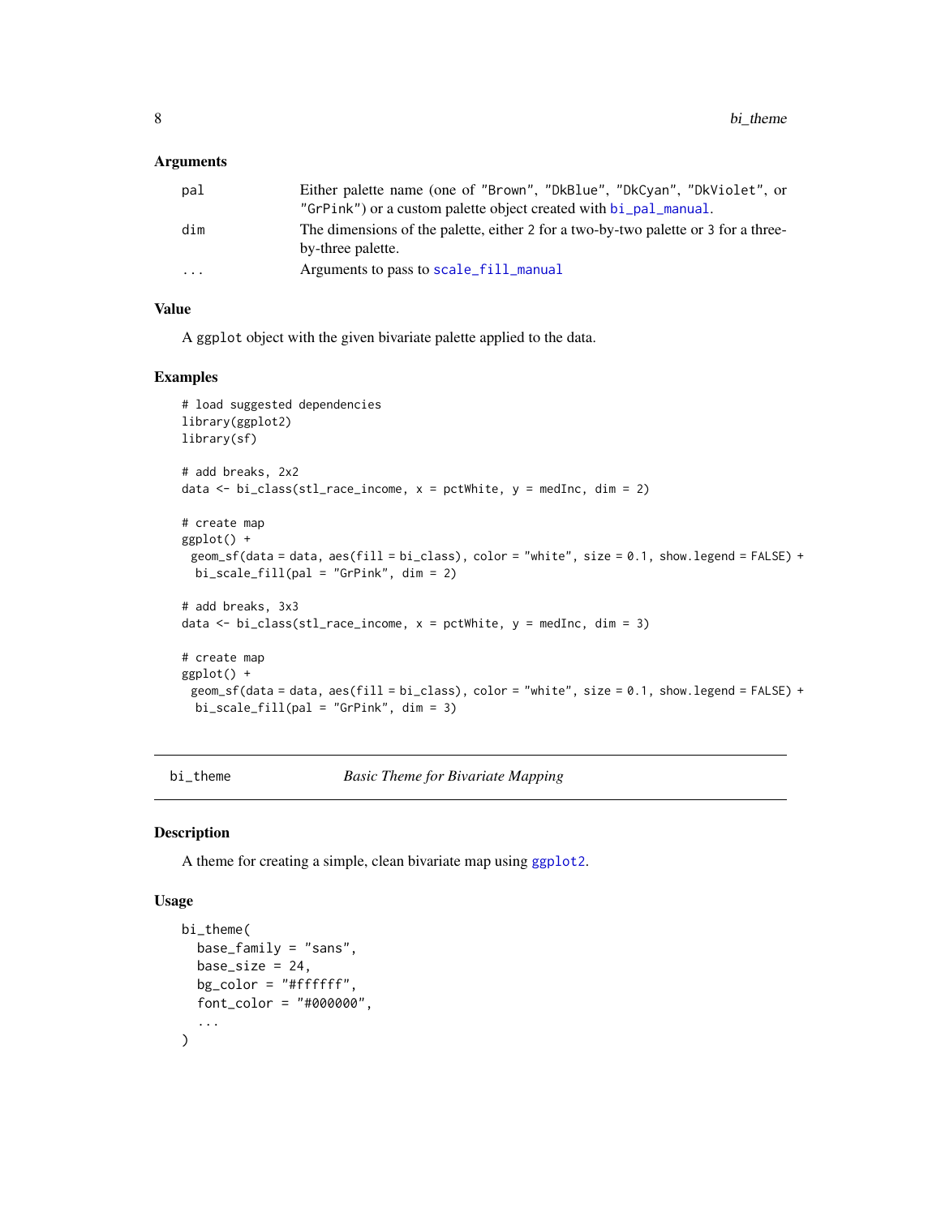### Arguments

| | |
|---|---|
| pal | Either palette name (one of "Brown", "DkBlue", "DkCyan", "DkViolet", or "GrPink") or a custom palette object created with bi_pal_manual. |
| dim | The dimensions of the palette, either 2 for a two-by-two palette or 3 for a three-by-three palette. |
| ... | Arguments to pass to scale_fill_manual |

### Value

A ggplot object with the given bivariate palette applied to the data.

### Examples

```
# load suggested dependencies
library(ggplot2)
library(sf)

# add breaks, 2x2
data <- bi_class(stl_race_income, x = pctWhite, y = medInc, dim = 2)

# create map
ggplot() +
 geom_sf(data = data, aes(fill = bi_class), color = "white", size = 0.1, show.legend = FALSE) +
  bi_scale_fill(pal = "GrPink", dim = 2)

# add breaks, 3x3
data <- bi_class(stl_race_income, x = pctWhite, y = medInc, dim = 3)

# create map
ggplot() +
 geom_sf(data = data, aes(fill = bi_class), color = "white", size = 0.1, show.legend = FALSE) +
  bi_scale_fill(pal = "GrPink", dim = 3)
```

---

## bi_theme — *Basic Theme for Bivariate Mapping*

### Description

A theme for creating a simple, clean bivariate map using ggplot2.

### Usage

```
bi_theme(
  base_family = "sans",
  base_size = 24,
  bg_color = "#ffffff",
  font_color = "#000000",
  ...
)
```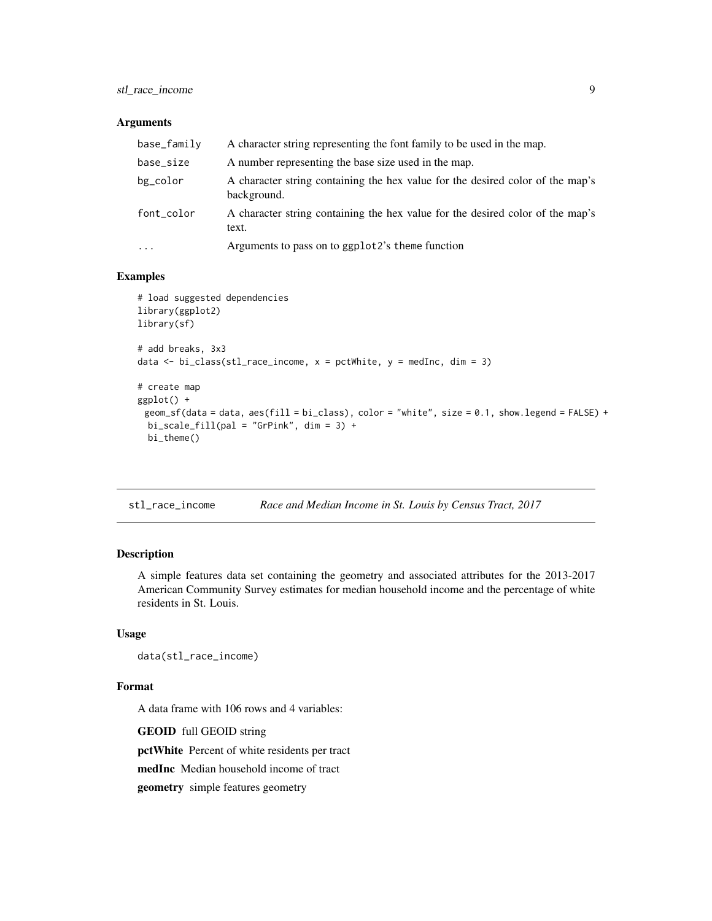### Arguments

| | |
|---|---|
| `base_family` | A character string representing the font family to be used in the map. |
| `base_size` | A number representing the base size used in the map. |
| `bg_color` | A character string containing the hex value for the desired color of the map's background. |
| `font_color` | A character string containing the hex value for the desired color of the map's text. |
| `...` | Arguments to pass on to `ggplot2`'s `theme` function |

### Examples

```
# load suggested dependencies
library(ggplot2)
library(sf)

# add breaks, 3x3
data <- bi_class(stl_race_income, x = pctWhite, y = medInc, dim = 3)

# create map
ggplot() +
 geom_sf(data = data, aes(fill = bi_class), color = "white", size = 0.1, show.legend = FALSE) +
  bi_scale_fill(pal = "GrPink", dim = 3) +
  bi_theme()
```

## `stl_race_income` *Race and Median Income in St. Louis by Census Tract, 2017*

### Description

A simple features data set containing the geometry and associated attributes for the 2013-2017 American Community Survey estimates for median household income and the percentage of white residents in St. Louis.

### Usage

```
data(stl_race_income)
```

### Format

A data frame with 106 rows and 4 variables:

**GEOID** full GEOID string

**pctWhite** Percent of white residents per tract

**medInc** Median household income of tract

**geometry** simple features geometry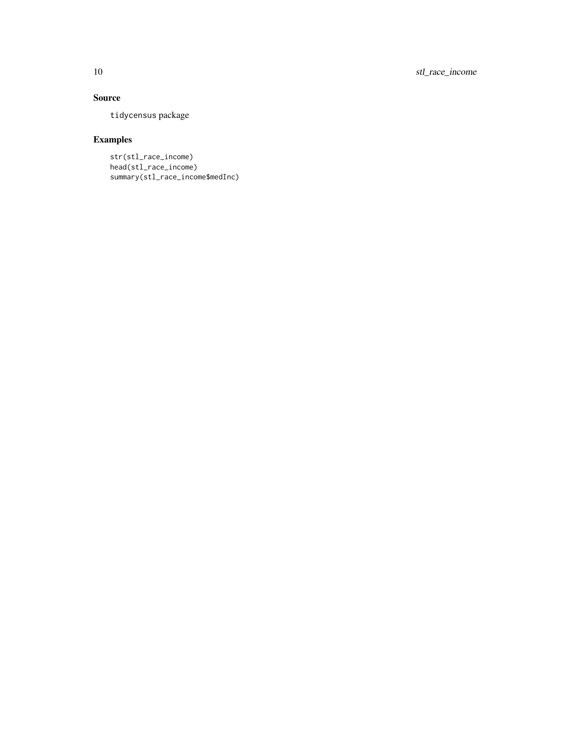## Source

`tidycensus` package

## Examples

```
str(stl_race_income)
head(stl_race_income)
summary(stl_race_income$medInc)
```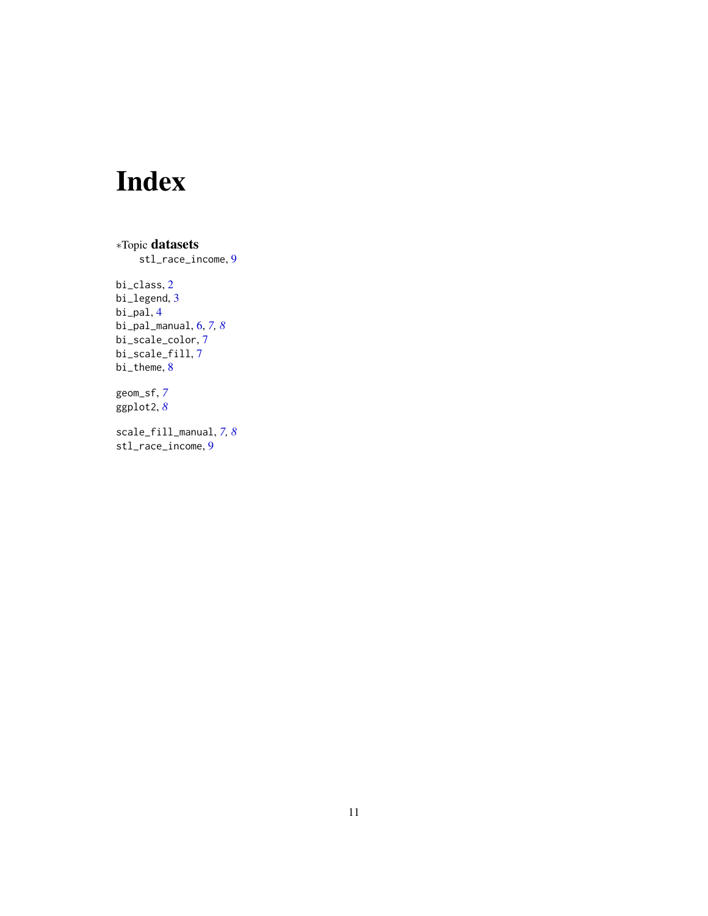# Index

∗Topic **datasets**
    stl_race_income, 9

bi_class, 2
bi_legend, 3
bi_pal, 4
bi_pal_manual, 6, *7, 8*
bi_scale_color, 7
bi_scale_fill, 7
bi_theme, 8

geom_sf, *7*
ggplot2, *8*

scale_fill_manual, *7, 8*
stl_race_income, 9